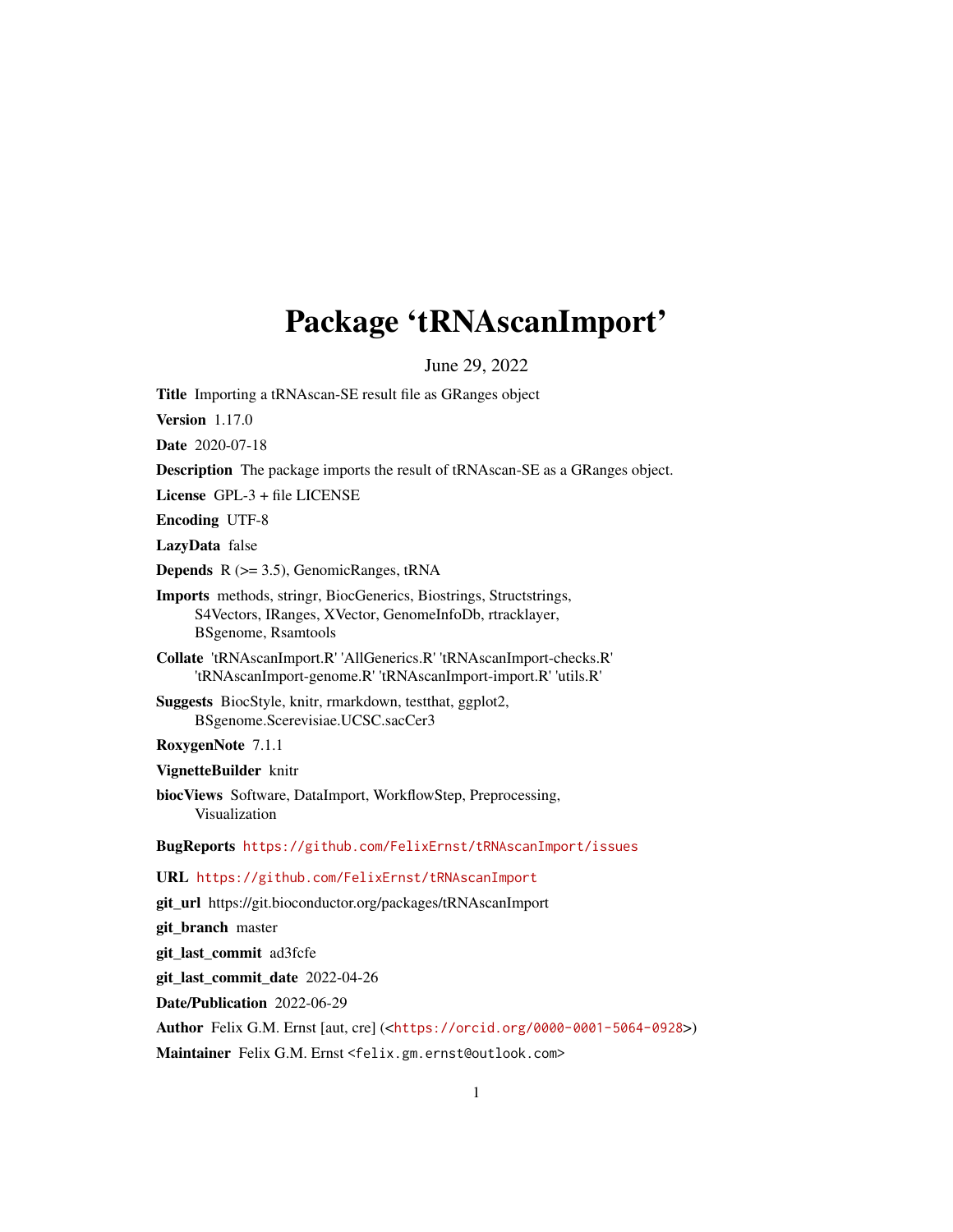# Package 'tRNAscanImport'

June 29, 2022

**Title** Importing a tRNAscan-SE result file as GRanges object

**Version** 1.17.0

**Date** 2020-07-18

**Description** The package imports the result of tRNAscan-SE as a GRanges object.

**License** GPL-3 + file LICENSE

**Encoding** UTF-8

**LazyData** false

**Depends** R (>= 3.5), GenomicRanges, tRNA

**Imports** methods, stringr, BiocGenerics, Biostrings, Structstrings, S4Vectors, IRanges, XVector, GenomeInfoDb, rtracklayer, BSgenome, Rsamtools

**Collate** 'tRNAscanImport.R' 'AllGenerics.R' 'tRNAscanImport-checks.R' 'tRNAscanImport-genome.R' 'tRNAscanImport-import.R' 'utils.R'

**Suggests** BiocStyle, knitr, rmarkdown, testthat, ggplot2, BSgenome.Scerevisiae.UCSC.sacCer3

**RoxygenNote** 7.1.1

**VignetteBuilder** knitr

**biocViews** Software, DataImport, WorkflowStep, Preprocessing, Visualization

**BugReports** https://github.com/FelixErnst/tRNAscanImport/issues

**URL** https://github.com/FelixErnst/tRNAscanImport

**git_url** https://git.bioconductor.org/packages/tRNAscanImport

**git_branch** master

**git_last_commit** ad3fcfe

**git_last_commit_date** 2022-04-26

**Date/Publication** 2022-06-29

**Author** Felix G.M. Ernst [aut, cre] (<https://orcid.org/0000-0001-5064-0928>)

**Maintainer** Felix G.M. Ernst <felix.gm.ernst@outlook.com>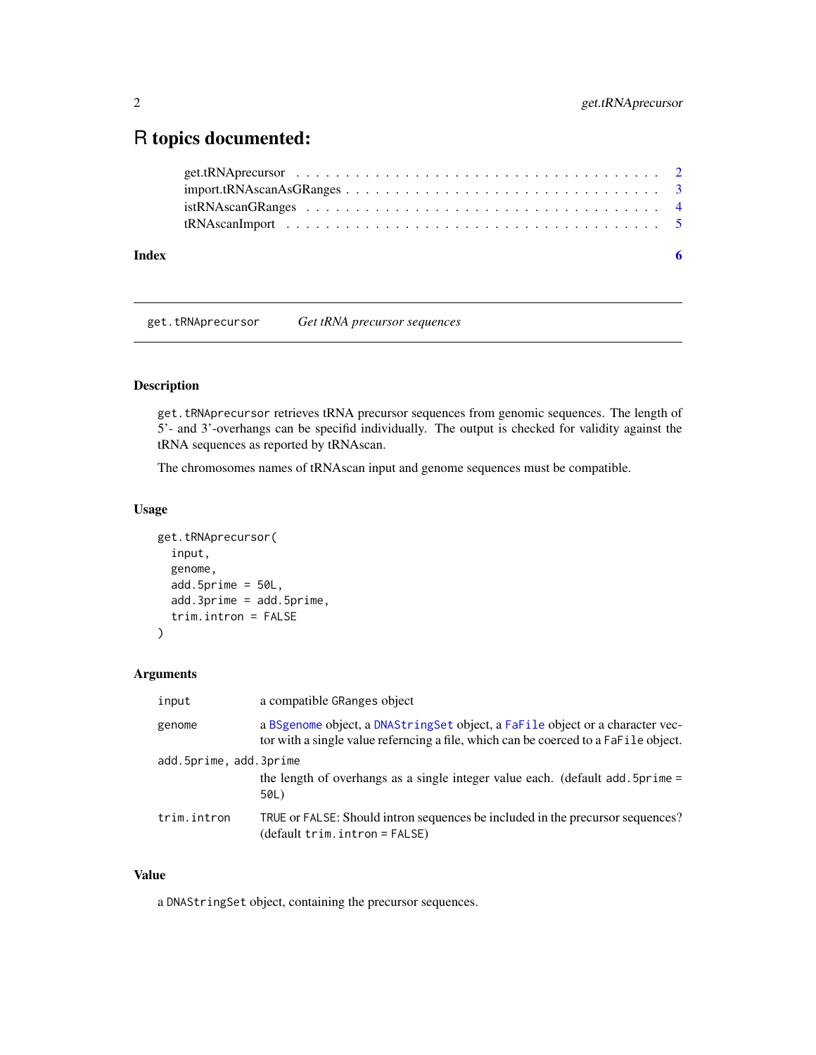# R topics documented:

get.tRNAprecursor . . . . . . . . . . . . . . . . . . . . . . . . . . . . . . . . . . 2
import.tRNAscanAsGRanges . . . . . . . . . . . . . . . . . . . . . . . . . . . . 3
istRNAscanGRanges . . . . . . . . . . . . . . . . . . . . . . . . . . . . . . . . 4
tRNAscanImport . . . . . . . . . . . . . . . . . . . . . . . . . . . . . . . . . . 5

**Index** **6**

---

`get.tRNAprecursor` *Get tRNA precursor sequences*

---

### Description

`get.tRNAprecursor` retrieves tRNA precursor sequences from genomic sequences. The length of 5'- and 3'-overhangs can be specifid individually. The output is checked for validity against the tRNA sequences as reported by tRNAscan.

The chromosomes names of tRNAscan input and genome sequences must be compatible.

### Usage

```
get.tRNAprecursor(
  input,
  genome,
  add.5prime = 50L,
  add.3prime = add.5prime,
  trim.intron = FALSE
)
```

### Arguments

| | |
|---|---|
| `input` | a compatible `GRanges` object |
| `genome` | a `BSgenome` object, a `DNAStringSet` object, a `FaFile` object or a character vector with a single value referncing a file, which can be coerced to a `FaFile` object. |
| `add.5prime, add.3prime` | the length of overhangs as a single integer value each. (default `add.5prime = 50L`) |
| `trim.intron` | `TRUE` or `FALSE`: Should intron sequences be included in the precursor sequences? (default `trim.intron = FALSE`) |

### Value

a `DNAStringSet` object, containing the precursor sequences.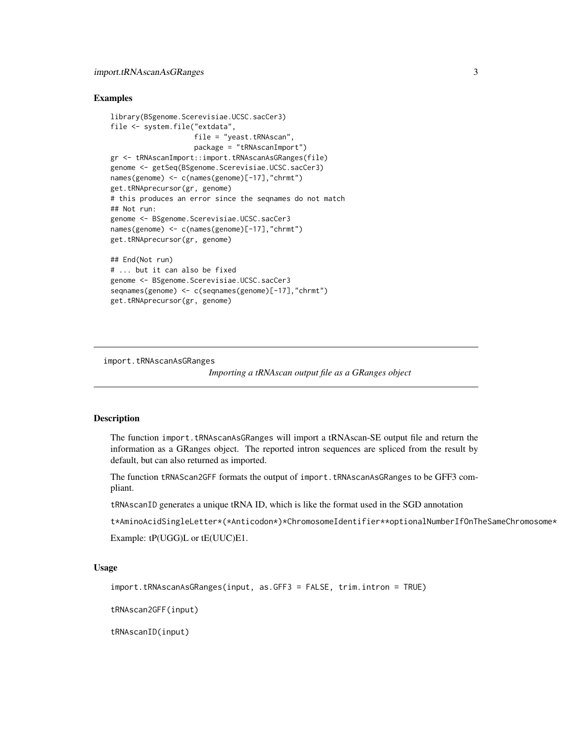## Examples

```
library(BSgenome.Scerevisiae.UCSC.sacCer3)
file <- system.file("extdata",
                    file = "yeast.tRNAscan",
                    package = "tRNAscanImport")
gr <- tRNAscanImport::import.tRNAscanAsGRanges(file)
genome <- getSeq(BSgenome.Scerevisiae.UCSC.sacCer3)
names(genome) <- c(names(genome)[-17],"chrmt")
get.tRNAprecursor(gr, genome)
# this produces an error since the seqnames do not match
## Not run:
genome <- BSgenome.Scerevisiae.UCSC.sacCer3
names(genome) <- c(names(genome)[-17],"chrmt")
get.tRNAprecursor(gr, genome)

## End(Not run)
# ... but it can also be fixed
genome <- BSgenome.Scerevisiae.UCSC.sacCer3
seqnames(genome) <- c(seqnames(genome)[-17],"chrmt")
get.tRNAprecursor(gr, genome)
```

---

# import.tRNAscanAsGRanges

*Importing a tRNAscan output file as a GRanges object*

---

## Description

The function `import.tRNAscanAsGRanges` will import a tRNAscan-SE output file and return the information as a GRanges object. The reported intron sequences are spliced from the result by default, but can also returned as imported.

The function `tRNAScan2GFF` formats the output of `import.tRNAscanAsGRanges` to be GFF3 compliant.

`tRNAscanID` generates a unique tRNA ID, which is like the format used in the SGD annotation

`t*AminoAcidSingleLetter*(*Anticodon*)*ChromosomeIdentifier**optionalNumberIfOnTheSameChromosome*`

Example: tP(UGG)L or tE(UUC)E1.

## Usage

```
import.tRNAscanAsGRanges(input, as.GFF3 = FALSE, trim.intron = TRUE)

tRNAscan2GFF(input)

tRNAscanID(input)
```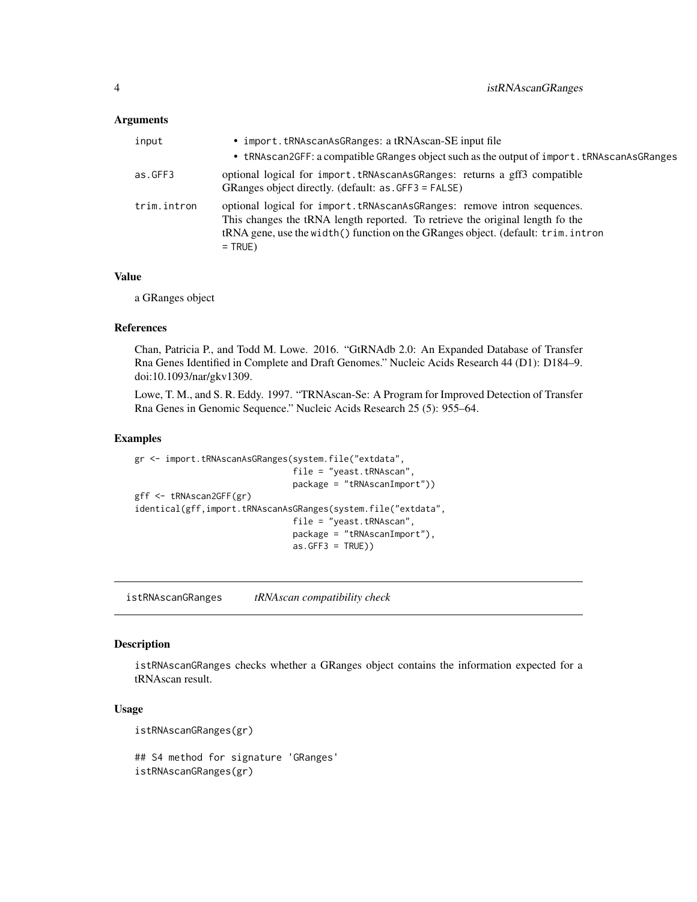### Arguments

| | |
|---|---|
| input | • `import.tRNAscanAsGRanges`: a tRNAscan-SE input file<br>• `tRNAscan2GFF`: a compatible GRanges object such as the output of `import.tRNAscanAsGRanges` |
| as.GFF3 | optional logical for `import.tRNAscanAsGRanges`: returns a gff3 compatible GRanges object directly. (default: `as.GFF3 = FALSE`) |
| trim.intron | optional logical for `import.tRNAscanAsGRanges`: remove intron sequences. This changes the tRNA length reported. To retrieve the original length fo the tRNA gene, use the `width()` function on the GRanges object. (default: `trim.intron = TRUE`) |

### Value

a GRanges object

### References

Chan, Patricia P., and Todd M. Lowe. 2016. "GtRNAdb 2.0: An Expanded Database of Transfer Rna Genes Identified in Complete and Draft Genomes." Nucleic Acids Research 44 (D1): D184–9. doi:10.1093/nar/gkv1309.

Lowe, T. M., and S. R. Eddy. 1997. "TRNAscan-Se: A Program for Improved Detection of Transfer Rna Genes in Genomic Sequence." Nucleic Acids Research 25 (5): 955–64.

### Examples

```
gr <- import.tRNAscanAsGRanges(system.file("extdata",
                               file = "yeast.tRNAscan",
                               package = "tRNAscanImport"))
gff <- tRNAscan2GFF(gr)
identical(gff,import.tRNAscanAsGRanges(system.file("extdata",
                               file = "yeast.tRNAscan",
                               package = "tRNAscanImport"),
                               as.GFF3 = TRUE))
```

## istRNAscanGRanges    *tRNAscan compatibility check*

### Description

`istRNAscanGRanges` checks whether a GRanges object contains the information expected for a tRNAscan result.

### Usage

```
istRNAscanGRanges(gr)

## S4 method for signature 'GRanges'
istRNAscanGRanges(gr)
```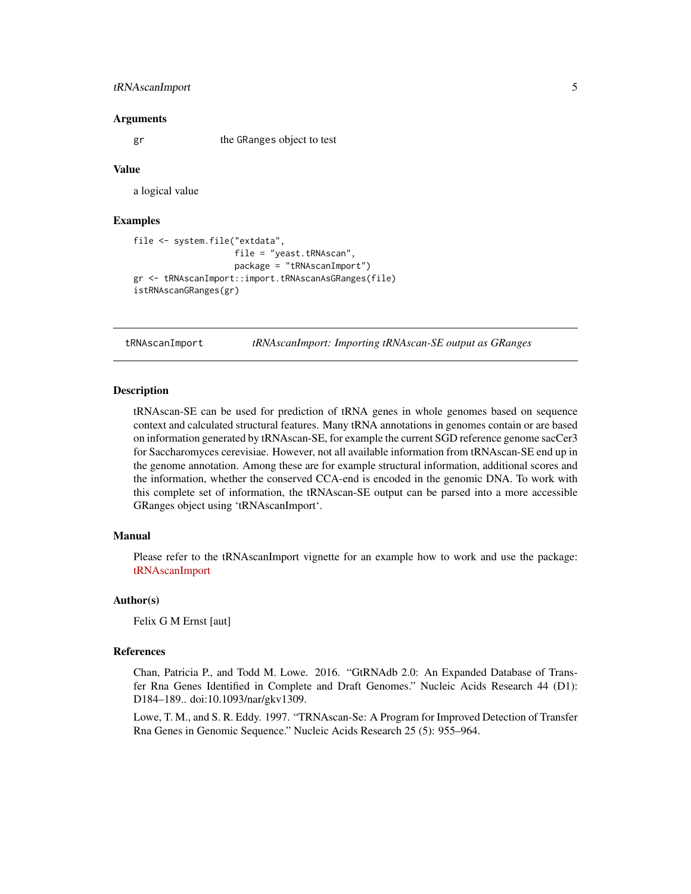### Arguments

gr — the GRanges object to test

### Value

a logical value

### Examples

```
file <- system.file("extdata",
                    file = "yeast.tRNAscan",
                    package = "tRNAscanImport")
gr <- tRNAscanImport::import.tRNAscanAsGRanges(file)
istRNAscanGRanges(gr)
```

---

## tRNAscanImport — *tRNAscanImport: Importing tRNAscan-SE output as GRanges*

---

### Description

tRNAscan-SE can be used for prediction of tRNA genes in whole genomes based on sequence context and calculated structural features. Many tRNA annotations in genomes contain or are based on information generated by tRNAscan-SE, for example the current SGD reference genome sacCer3 for Saccharomyces cerevisiae. However, not all available information from tRNAscan-SE end up in the genome annotation. Among these are for example structural information, additional scores and the information, whether the conserved CCA-end is encoded in the genomic DNA. To work with this complete set of information, the tRNAscan-SE output can be parsed into a more accessible GRanges object using 'tRNAscanImport'.

### Manual

Please refer to the tRNAscanImport vignette for an example how to work and use the package: tRNAscanImport

### Author(s)

Felix G M Ernst [aut]

### References

Chan, Patricia P., and Todd M. Lowe. 2016. "GtRNAdb 2.0: An Expanded Database of Transfer Rna Genes Identified in Complete and Draft Genomes." Nucleic Acids Research 44 (D1): D184–189.. doi:10.1093/nar/gkv1309.

Lowe, T. M., and S. R. Eddy. 1997. "TRNAscan-Se: A Program for Improved Detection of Transfer Rna Genes in Genomic Sequence." Nucleic Acids Research 25 (5): 955–964.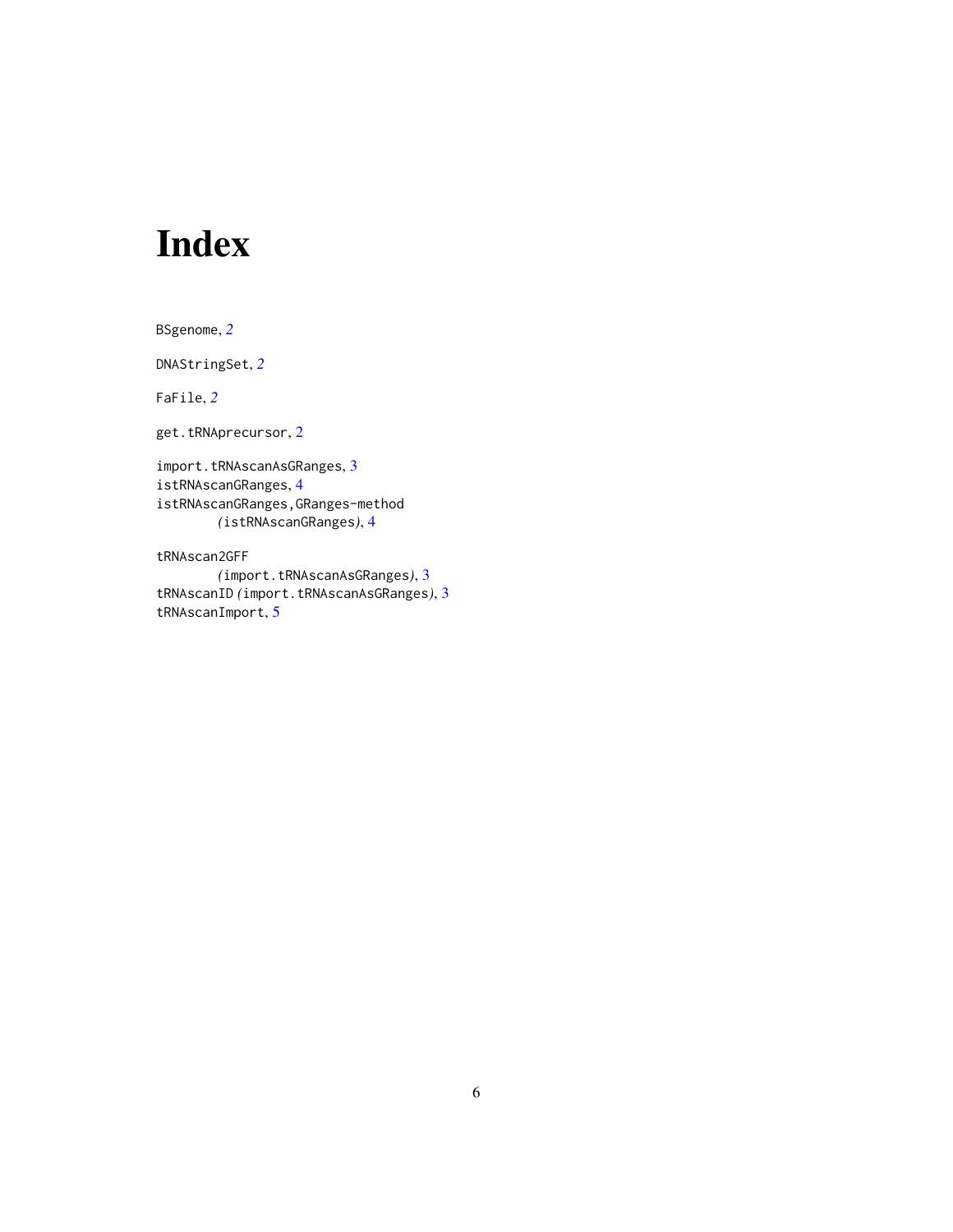# Index

BSgenome, *2*

DNAStringSet, *2*

FaFile, *2*

get.tRNAprecursor, 2

import.tRNAscanAsGRanges, 3
istRNAscanGRanges, 4
istRNAscanGRanges,GRanges-method
        (istRNAscanGRanges), 4

tRNAscan2GFF
        (import.tRNAscanAsGRanges), 3
tRNAscanID (import.tRNAscanAsGRanges), 3
tRNAscanImport, 5